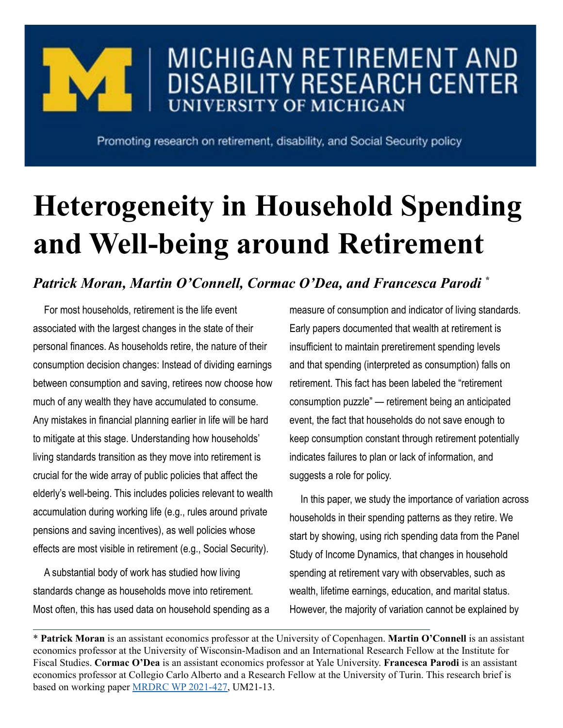MICHIGAN RETIREMENT AND DISABILITY RESEARCH CENTER
UNIVERSITY OF MICHIGAN

Promoting research on retirement, disability, and Social Security policy

# Heterogeneity in Household Spending and Well-being around Retirement

***Patrick Moran, Martin O'Connell, Cormac O'Dea, and Francesca Parodi*** *

For most households, retirement is the life event associated with the largest changes in the state of their personal finances. As households retire, the nature of their consumption decision changes: Instead of dividing earnings between consumption and saving, retirees now choose how much of any wealth they have accumulated to consume. Any mistakes in financial planning earlier in life will be hard to mitigate at this stage. Understanding how households' living standards transition as they move into retirement is crucial for the wide array of public policies that affect the elderly's well-being. This includes policies relevant to wealth accumulation during working life (e.g., rules around private pensions and saving incentives), as well policies whose effects are most visible in retirement (e.g., Social Security).

A substantial body of work has studied how living standards change as households move into retirement. Most often, this has used data on household spending as a measure of consumption and indicator of living standards. Early papers documented that wealth at retirement is insufficient to maintain preretirement spending levels and that spending (interpreted as consumption) falls on retirement. This fact has been labeled the "retirement consumption puzzle" — retirement being an anticipated event, the fact that households do not save enough to keep consumption constant through retirement potentially indicates failures to plan or lack of information, and suggests a role for policy.

In this paper, we study the importance of variation across households in their spending patterns as they retire. We start by showing, using rich spending data from the Panel Study of Income Dynamics, that changes in household spending at retirement vary with observables, such as wealth, lifetime earnings, education, and marital status. However, the majority of variation cannot be explained by

---

* **Patrick Moran** is an assistant economics professor at the University of Copenhagen. **Martin O'Connell** is an assistant economics professor at the University of Wisconsin-Madison and an International Research Fellow at the Institute for Fiscal Studies. **Cormac O'Dea** is an assistant economics professor at Yale University. **Francesca Parodi** is an assistant economics professor at Collegio Carlo Alberto and a Research Fellow at the University of Turin. This research brief is based on working paper MRDRC WP 2021-427, UM21-13.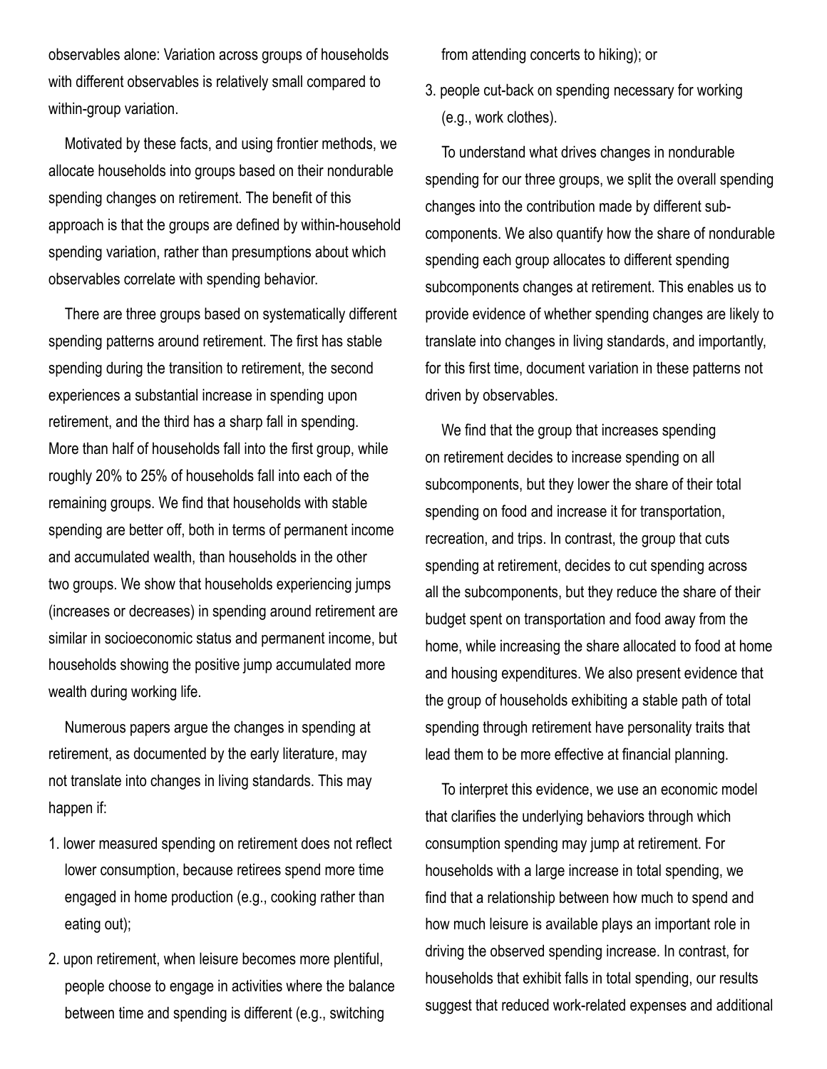observables alone: Variation across groups of households with different observables is relatively small compared to within-group variation.

Motivated by these facts, and using frontier methods, we allocate households into groups based on their nondurable spending changes on retirement. The benefit of this approach is that the groups are defined by within-household spending variation, rather than presumptions about which observables correlate with spending behavior.

There are three groups based on systematically different spending patterns around retirement. The first has stable spending during the transition to retirement, the second experiences a substantial increase in spending upon retirement, and the third has a sharp fall in spending. More than half of households fall into the first group, while roughly 20% to 25% of households fall into each of the remaining groups. We find that households with stable spending are better off, both in terms of permanent income and accumulated wealth, than households in the other two groups. We show that households experiencing jumps (increases or decreases) in spending around retirement are similar in socioeconomic status and permanent income, but households showing the positive jump accumulated more wealth during working life.

Numerous papers argue the changes in spending at retirement, as documented by the early literature, may not translate into changes in living standards. This may happen if:

1. lower measured spending on retirement does not reflect lower consumption, because retirees spend more time engaged in home production (e.g., cooking rather than eating out);
2. upon retirement, when leisure becomes more plentiful, people choose to engage in activities where the balance between time and spending is different (e.g., switching from attending concerts to hiking); or
3. people cut-back on spending necessary for working (e.g., work clothes).

To understand what drives changes in nondurable spending for our three groups, we split the overall spending changes into the contribution made by different sub-components. We also quantify how the share of nondurable spending each group allocates to different spending subcomponents changes at retirement. This enables us to provide evidence of whether spending changes are likely to translate into changes in living standards, and importantly, for this first time, document variation in these patterns not driven by observables.

We find that the group that increases spending on retirement decides to increase spending on all subcomponents, but they lower the share of their total spending on food and increase it for transportation, recreation, and trips. In contrast, the group that cuts spending at retirement, decides to cut spending across all the subcomponents, but they reduce the share of their budget spent on transportation and food away from the home, while increasing the share allocated to food at home and housing expenditures. We also present evidence that the group of households exhibiting a stable path of total spending through retirement have personality traits that lead them to be more effective at financial planning.

To interpret this evidence, we use an economic model that clarifies the underlying behaviors through which consumption spending may jump at retirement. For households with a large increase in total spending, we find that a relationship between how much to spend and how much leisure is available plays an important role in driving the observed spending increase. In contrast, for households that exhibit falls in total spending, our results suggest that reduced work-related expenses and additional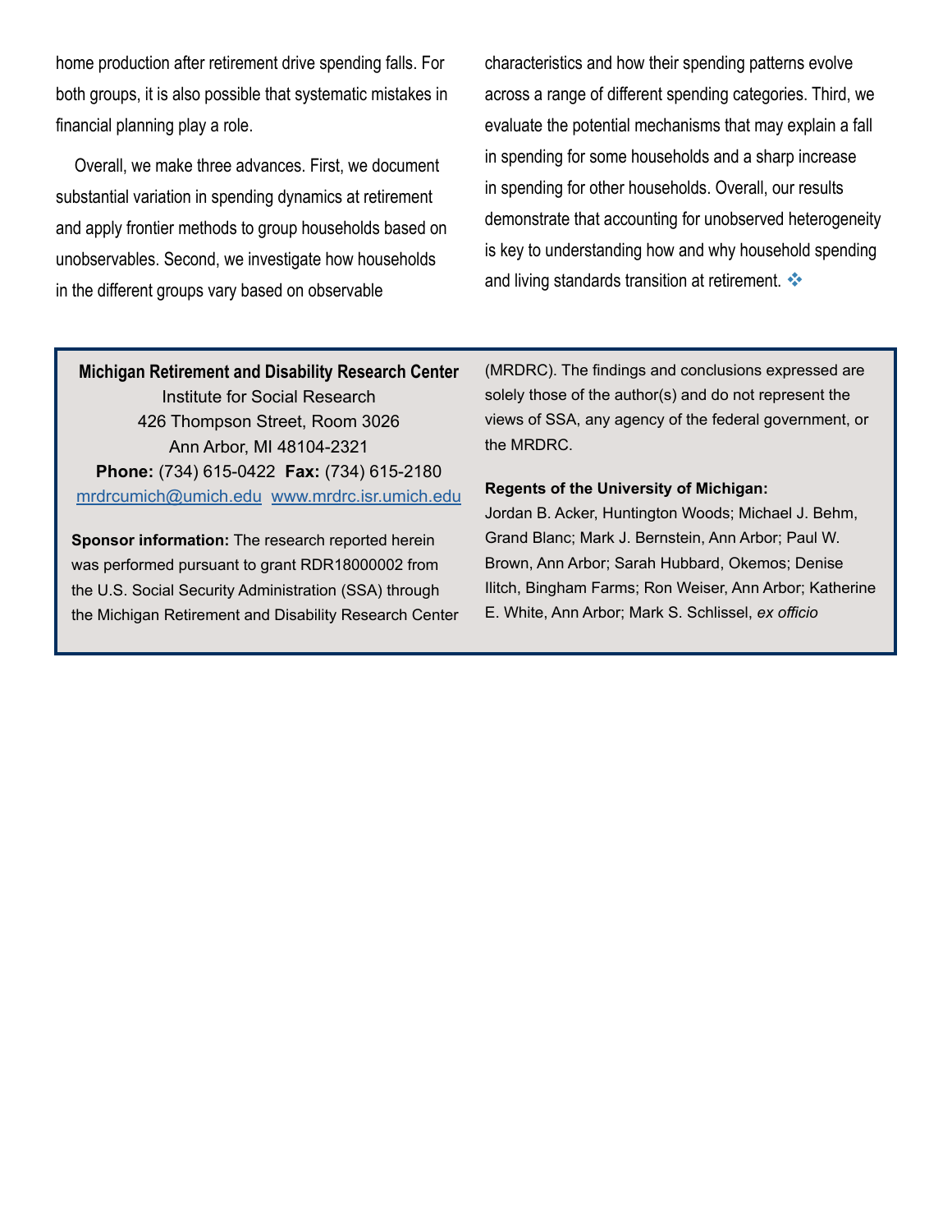home production after retirement drive spending falls. For both groups, it is also possible that systematic mistakes in financial planning play a role.

Overall, we make three advances. First, we document substantial variation in spending dynamics at retirement and apply frontier methods to group households based on unobservables. Second, we investigate how households in the different groups vary based on observable characteristics and how their spending patterns evolve across a range of different spending categories. Third, we evaluate the potential mechanisms that may explain a fall in spending for some households and a sharp increase in spending for other households. Overall, our results demonstrate that accounting for unobserved heterogeneity is key to understanding how and why household spending and living standards transition at retirement. ❖

**Michigan Retirement and Disability Research Center**
Institute for Social Research
426 Thompson Street, Room 3026
Ann Arbor, MI 48104-2321
**Phone:** (734) 615-0422 **Fax:** (734) 615-2180
mrdrcumich@umich.edu www.mrdrc.isr.umich.edu

**Sponsor information:** The research reported herein was performed pursuant to grant RDR18000002 from the U.S. Social Security Administration (SSA) through the Michigan Retirement and Disability Research Center (MRDRC). The findings and conclusions expressed are solely those of the author(s) and do not represent the views of SSA, any agency of the federal government, or the MRDRC.

**Regents of the University of Michigan:**
Jordan B. Acker, Huntington Woods; Michael J. Behm, Grand Blanc; Mark J. Bernstein, Ann Arbor; Paul W. Brown, Ann Arbor; Sarah Hubbard, Okemos; Denise Ilitch, Bingham Farms; Ron Weiser, Ann Arbor; Katherine E. White, Ann Arbor; Mark S. Schlissel, *ex officio*